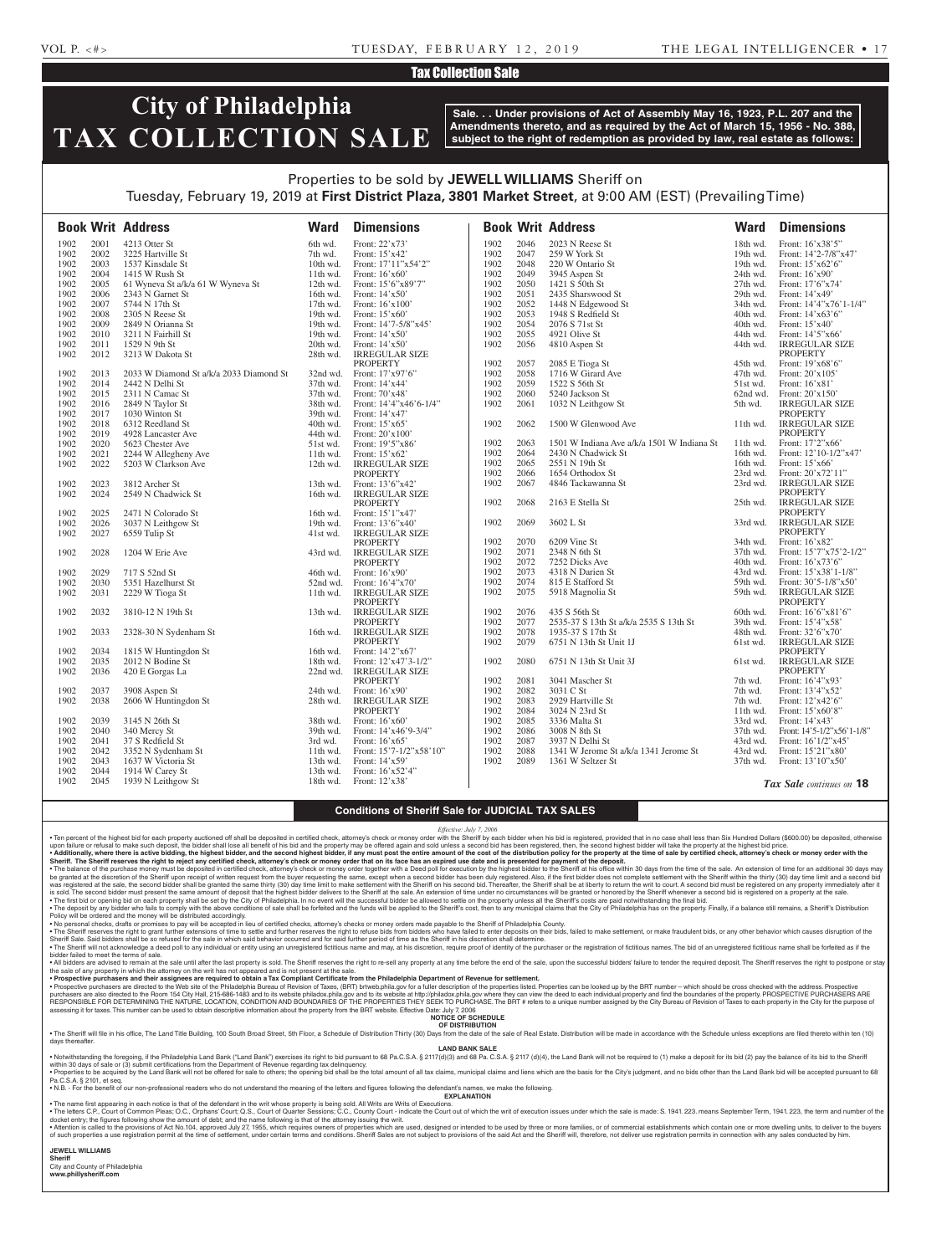## Tax Collection Sale

# City of Philadelphia TAX COLLECTION SALE

**Sale. . . Under provisions of Act of Assembly May 16, 1923, P.L. 207 and the Amendments thereto, and as required by the Act of March 15, 1956 - No. 388, subject to the right of redemption as provided by law, real estate as follows:**

Properties to be sold by **JEWELL WILLIAMS** Sheriff on Tuesday, February 19, 2019 at **First District Plaza, 3801 Market Street**, at 9:00 AM (EST) (Prevailing Time)

| Book | Writ | Address | Ward | Dimensions |
|---|---|---|---|---|
| 1902 | 2001 | 4213 Otter St | 6th wd. | Front: 22'x73' |
| 1902 | 2002 | 3225 Hartville St | 7th wd. | Front: 15'x42' |
| 1902 | 2003 | 1537 Kinsdale St | 10th wd. | Front: 17'11"x54'2" |
| 1902 | 2004 | 1415 W Rush St | 11th wd. | Front: 16'x60' |
| 1902 | 2005 | 61 Wyneva St a/k/a 61 W Wyneva St | 12th wd. | Front: 15'6"x89'7" |
| 1902 | 2006 | 2343 N Garnet St | 16th wd. | Front: 14'x50' |
| 1902 | 2007 | 5744 N 17th St | 17th wd. | Front: 16'x100' |
| 1902 | 2008 | 2305 N Reese St | 19th wd. | Front: 15'x60' |
| 1902 | 2009 | 2849 N Orianna St | 19th wd. | Front: 14'7-5/8"x45' |
| 1902 | 2010 | 3211 N Fairhill St | 19th wd. | Front: 14'x50' |
| 1902 | 2011 | 1529 N 9th St | 20th wd. | Front: 14'x50' |
| 1902 | 2012 | 3213 W Dakota St | 28th wd. | IRREGULAR SIZE PROPERTY |
| 1902 | 2013 | 2033 W Diamond St a/k/a 2033 Diamond St | 32nd wd. | Front: 17'x97'6" |
| 1902 | 2014 | 2442 N Delhi St | 37th wd. | Front: 14'x44' |
| 1902 | 2015 | 2311 N Camac St | 37th wd. | Front: 70'x48' |
| 1902 | 2016 | 2849 N Taylor St | 38th wd. | Front: 14'4"x46'6-1/4" |
| 1902 | 2017 | 1030 Winton St | 39th wd. | Front: 14'x47' |
| 1902 | 2018 | 6312 Reedland St | 40th wd. | Front: 15'x65' |
| 1902 | 2019 | 4928 Lancaster Ave | 44th wd. | Front: 20'x100' |
| 1902 | 2020 | 5623 Chester Ave | 51st wd. | Front: 19'5"x86' |
| 1902 | 2021 | 2244 W Allegheny Ave | 11th wd. | Front: 15'x62' |
| 1902 | 2022 | 5203 W Clarkson Ave | 12th wd. | IRREGULAR SIZE PROPERTY |
| 1902 | 2023 | 3812 Archer St | 13th wd. | Front: 13'6"x42' |
| 1902 | 2024 | 2549 N Chadwick St | 16th wd. | IRREGULAR SIZE PROPERTY |
| 1902 | 2025 | 2471 N Colorado St | 16th wd. | Front: 15'1"x47' |
| 1902 | 2026 | 3037 N Leithgow St | 19th wd. | Front: 13'6"x40' |
| 1902 | 2027 | 6559 Tulip St | 41st wd. | IRREGULAR SIZE PROPERTY |
| 1902 | 2028 | 1204 W Erie Ave | 43rd wd. | IRREGULAR SIZE PROPERTY |
| 1902 | 2029 | 717 S 52nd St | 46th wd. | Front: 16'x90' |
| 1902 | 2030 | 5351 Hazelhurst St | 52nd wd. | Front: 16'4"x70' |
| 1902 | 2031 | 2229 W Tioga St | 11th wd. | IRREGULAR SIZE PROPERTY |
| 1902 | 2032 | 3810-12 N 19th St | 13th wd. | IRREGULAR SIZE PROPERTY |
| 1902 | 2033 | 2328-30 N Sydenham St | 16th wd. | IRREGULAR SIZE PROPERTY |
| 1902 | 2034 | 1815 W Huntingdon St | 16th wd. | Front: 14'2"x67' |
| 1902 | 2035 | 2012 N Bodine St | 18th wd. | Front: 12'x47'3-1/2" |
| 1902 | 2036 | 420 E Gorgas La | 22nd wd. | IRREGULAR SIZE PROPERTY |
| 1902 | 2037 | 3908 Aspen St | 24th wd. | Front: 16'x90' |
| 1902 | 2038 | 2606 W Huntingdon St | 28th wd. | IRREGULAR SIZE PROPERTY |
| 1902 | 2039 | 3145 N 26th St | 38th wd. | Front: 16'x60' |
| 1902 | 2040 | 340 Mercy St | 39th wd. | Front: 14'x46'9-3/4" |
| 1902 | 2041 | 37 S Redfield St | 3rd wd. | Front: 16'x65' |
| 1902 | 2042 | 3352 N Sydenham St | 11th wd. | Front: 15'7-1/2"x58'10" |
| 1902 | 2043 | 1637 W Victoria St | 13th wd. | Front: 14'x59' |
| 1902 | 2044 | 1914 W Carey St | 13th wd. | Front: 16'x52'4" |
| 1902 | 2045 | 1939 N Leithgow St | 18th wd. | Front: 12'x38' |
| 1902 | 2046 | 2023 N Reese St | 18th wd. | Front: 16'x38'5" |
| 1902 | 2047 | 259 W York St | 19th wd. | Front: 14'2-7/8"x47' |
| 1902 | 2048 | 220 W Ontario St | 19th wd. | Front: 15'x62'6" |
| 1902 | 2049 | 3945 Aspen St | 24th wd. | Front: 16'x90' |
| 1902 | 2050 | 1421 S 50th St | 27th wd. | Front: 17'6"x74' |
| 1902 | 2051 | 2435 Sharswood St | 29th wd. | Front: 14'x49' |
| 1902 | 2052 | 1448 N Edgewood St | 34th wd. | Front: 14'4"x76'1-1/4" |
| 1902 | 2053 | 1948 S Redfield St | 40th wd. | Front: 14'x63'6" |
| 1902 | 2054 | 2076 S 71st St | 40th wd. | Front: 15'x40' |
| 1902 | 2055 | 4921 Olive St | 44th wd. | Front: 14'5"x66' |
| 1902 | 2056 | 4810 Aspen St | 44th wd. | IRREGULAR SIZE PROPERTY |
| 1902 | 2057 | 2085 E Tioga St | 45th wd. | Front: 19'x68'6" |
| 1902 | 2058 | 1716 W Girard Ave | 47th wd. | Front: 20'x105' |
| 1902 | 2059 | 1522 S 56th St | 51st wd. | Front: 16'x81' |
| 1902 | 2060 | 5240 Jackson St | 62nd wd. | Front: 20'x150' |
| 1902 | 2061 | 1032 N Leithgow St | 5th wd. | IRREGULAR SIZE PROPERTY |
| 1902 | 2062 | 1500 W Glenwood Ave | 11th wd. | IRREGULAR SIZE PROPERTY |
| 1902 | 2063 | 1501 W Indiana Ave a/k/a 1501 W Indiana St | 11th wd. | Front: 17'2"x66' |
| 1902 | 2064 | 2430 N Chadwick St | 16th wd. | Front: 12'10-1/2"x47' |
| 1902 | 2065 | 2551 N 19th St | 16th wd. | Front: 15'x66' |
| 1902 | 2066 | 1654 Orthodox St | 23rd wd. | Front: 20'x72'11" |
| 1902 | 2067 | 4846 Tackawanna St | 23rd wd. | IRREGULAR SIZE PROPERTY |
| 1902 | 2068 | 2163 E Stella St | 25th wd. | IRREGULAR SIZE PROPERTY |
| 1902 | 2069 | 3602 L St | 33rd wd. | IRREGULAR SIZE PROPERTY |
| 1902 | 2070 | 6209 Vine St | 34th wd. | Front: 16'x82' |
| 1902 | 2071 | 2348 N 6th St | 37th wd. | Front: 15'7"x75'2-1/2" |
| 1902 | 2072 | 7252 Dicks Ave | 40th wd. | Front: 16'x73'6" |
| 1902 | 2073 | 4318 N Darien St | 43rd wd. | Front: 15'x38'1-1/8" |
| 1902 | 2074 | 815 E Stafford St | 59th wd. | Front: 30'5-1/8"x50' |
| 1902 | 2075 | 5918 Magnolia St | 59th wd. | IRREGULAR SIZE PROPERTY |
| 1902 | 2076 | 435 S 56th St | 60th wd. | Front: 16'6"x81'6" |
| 1902 | 2077 | 2535-37 S 13th St a/k/a 2535 S 13th St | 39th wd. | Front: 15'4"x58' |
| 1902 | 2078 | 1935-37 S 17th St | 48th wd. | Front: 32'6"x70' |
| 1902 | 2079 | 6751 N 13th St Unit 1J | 61st wd. | IRREGULAR SIZE PROPERTY |
| 1902 | 2080 | 6751 N 13th St Unit 3J | 61st wd. | IRREGULAR SIZE PROPERTY |
| 1902 | 2081 | 3041 Mascher St | 7th wd. | Front: 16'4"x93' |
| 1902 | 2082 | 3031 C St | 7th wd. | Front: 13'4"x52' |
| 1902 | 2083 | 2929 Hartville St | 7th wd. | Front: 12'x42'6" |
| 1902 | 2084 | 3024 N 23rd St | 11th wd. | Front: 15'x60'8" |
| 1902 | 2085 | 3336 Malta St | 33rd wd. | Front: 14'x43' |
| 1902 | 2086 | 3008 N 8th St | 37th wd. | Front: 14'5-1/2"x56'1-1/8" |
| 1902 | 2087 | 3937 N Delhi St | 43rd wd. | Front: 16'1/2"x45' |
| 1902 | 2088 | 1341 W Jerome St a/k/a 1341 Jerome St | 43rd wd. | Front: 15'21"x80' |
| 1902 | 2089 | 1361 W Seltzer St | 37th wd. | Front: 13'10"x50' |

*Tax Sale continues on* **18**

### Conditions of Sheriff Sale for JUDICIAL TAX SALES

*Effective: July 7, 2006*

• Ten percent of the highest bid for each property auctioned off shall be deposited in certified check, attorney's check or money order with the Sheriff by each bidder when his bid is registered, provided that in no case shall less than Six Hundred Dollars ($600.00) be deposited, otherwise upon failure or refusal to make such deposit, the bidder shall lose all benefit of his bid and the property may be offered again and sold unless a second bid has been registered, then, the second highest bidder will take the property at the highest bid price.

• **Additionally, where there is active bidding, the highest bidder, and the second highest bidder, if any must post the entire amount of the cost of the distribution policy for the property at the time of sale by certified check, attorney's check or money order with the Sheriff. The Sheriff reserves the right to reject any certified check, attorney's check or money order that on its face has an expired use date and is presented for payment of the deposit.**

• The balance of the purchase money must be deposited in certified check, attorney's check or money order together with a Deed poll for execution by the highest bidder to the Sheriff at his office within 30 days from the time of the sale. An extension of time for an additional 30 days may be granted at the discretion of the Sheriff upon receipt of written request from the buyer requesting the same, except when a second bidder has been duly registered. Also, if the first bidder does not complete settlement with the Sheriff within the thirty (30) day time limit and a second bid was registered at the sale, the second bidder shall be granted the same thirty (30) day time limit to make settlement with the Sheriff on his second bid. Thereafter, the Sheriff shall be at liberty to return the writ to court. A second bid must be registered on any property immediately after it is sold. The second bidder must present the same amount of deposit that the highest bidder delivers to the Sheriff at the sale. An extension of time under no circumstances will be granted or honored by the Sheriff whenever a second bid is registered on a property at the sale.

• The first bid or opening bid on each property shall be set by the City of Philadelphia. In no event will the successful bidder be allowed to settle on the property unless all the Sheriff's costs are paid notwithstanding the final bid.

• The deposit by any bidder who fails to comply with the above conditions of sale shall be forfeited and the funds will be applied to the Sheriff's cost, then to any municipal claims that the City of Philadelphia has on the property. Finally, if a balance still remains, a Sheriff's Distribution Policy will be ordered and the money will be distributed accordingly.

• No personal checks, drafts or promises to pay will be accepted in lieu of certified checks, attorney's checks or money orders made payable to the Sheriff of Philadelphia County.

• The Sheriff reserves the right to grant further extensions of time to settle and further reserves the right to refuse bids from bidders who have failed to enter deposits on their bids, failed to make settlement, or make fraudulent bids, or any other behavior which causes disruption of the Sheriff Sale. Said bidders shall be so refused for the sale in which said behavior occurred and for said further period of time as the Sheriff in his discretion shall determine.

• The Sheriff will not acknowledge a deed poll to any individual or entity using an unregistered fictitious name and may, at his discretion, require proof of identity of the purchaser or the registration of fictitious names. The bid of an unregistered fictitious name shall be forfeited as if the bidder failed to meet the terms of sale.

• All bidders are advised to remain at the sale until after the last property is sold. The Sheriff reserves the right to re-sell any property at any time before the end of the sale, upon the successful bidders' failure to tender the required deposit. The Sheriff reserves the right to postpone or stay the sale of any property in which the attorney on the writ has not appeared and is not present at the sale.

• **Prospective purchasers and their assignees are required to obtain a Tax Compliant Certificate from the Philadelphia Department of Revenue for settlement.**

• Prospective purchasers are directed to the Web site of the Philadelphia Bureau of Revision of Taxes, (BRT) brtweb.phila.gov for a fuller description of the properties listed. Properties can be looked up by the BRT number – which should be cross checked with the address. Prospective purchasers are also directed to the Room 154 City Hall, 215-686-1483 and to its website philadox.phila.gov and to its website at http://philadox.phila.gov where they can view the deed to each individual property and find the boundaries of the property. PROSPECTIVE PURCHASERS ARE RESPONSIBLE FOR DETERMINING THE NATURE, LOCATION, CONDITION AND BOUNDARIES OF THE PROPERTIES THEY SEEK TO PURCHASE. The BRT # refers to a unique number assigned by the City Bureau of Revision of Taxes to each property in the City for the purpose of assessing it for taxes. This number can be used to obtain descriptive information about the property from the BRT website. Effective Date: July 7, 2006

**NOTICE OF SCHEDULE OF DISTRIBUTION**

• The Sheriff will file in his office, The Land Title Building, 100 South Broad Street, 5th Floor, a Schedule of Distribution Thirty (30) Days from the date of the sale of Real Estate. Distribution will be made in accordance with the Schedule unless exceptions are filed thereto within ten (10) days thereafter.

**LAND BANK SALE**

• Notwithstanding the foregoing, if the Philadelphia Land Bank ("Land Bank") exercises its right to bid pursuant to 68 Pa.C.S.A. § 2117(d)(3) and 68 Pa. C.S.A. § 2117 (d)(4), the Land Bank will not be required to (1) make a deposit for its bid (2) pay the balance of its bid to the Sheriff within 30 days of sale or (3) submit certifications from the Department of Revenue regarding tax delinquency.

• Properties to be acquired by the Land Bank will not be offered for sale to others; the opening bid shall be the total amount of all tax claims, municipal claims and liens which are the basis for the City's judgment, and no bids other than the Land Bank bid will be accepted pursuant to 68 Pa.C.S.A. § 2101, et seq.

• N.B. - For the benefit of our non-professional readers who do not understand the meaning of the letters and figures following the defendant's names, we make the following.

**EXPLANATION**

• The name first appearing in each notice is that of the defendant in the writ whose property is being sold. All Writs are Writs of Executions.

• The letters C.P., Court of Common Pleas; O.C., Orphans' Court; Q.S., Court of Quarter Sessions; C.C., County Court - indicate the Court out of which the writ of execution issues under which the sale is made: S. 1941. 223. means September Term, 1941. 223, the term and number of the docket entry; the figures following show the amount of debt; and the name following is that of the attorney issuing the writ.

• Attention is called to the provisions of Act No.104, approved July 27, 1955, which requires owners of properties which are used, designed or intended to be used by three or more families, or of commercial establishments which contain one or more dwelling units, to deliver to the buyers of such properties a use registration permit at the time of settlement, under certain terms and conditions. Sheriff Sales are not subject to provisions of the said Act and the Sheriff will, therefore, not deliver use registration permits in connection with any sales conducted by him.

**JEWELL WILLIAMS**
**Sheriff**
City and County of Philadelphia
**www.phillysheriff.com**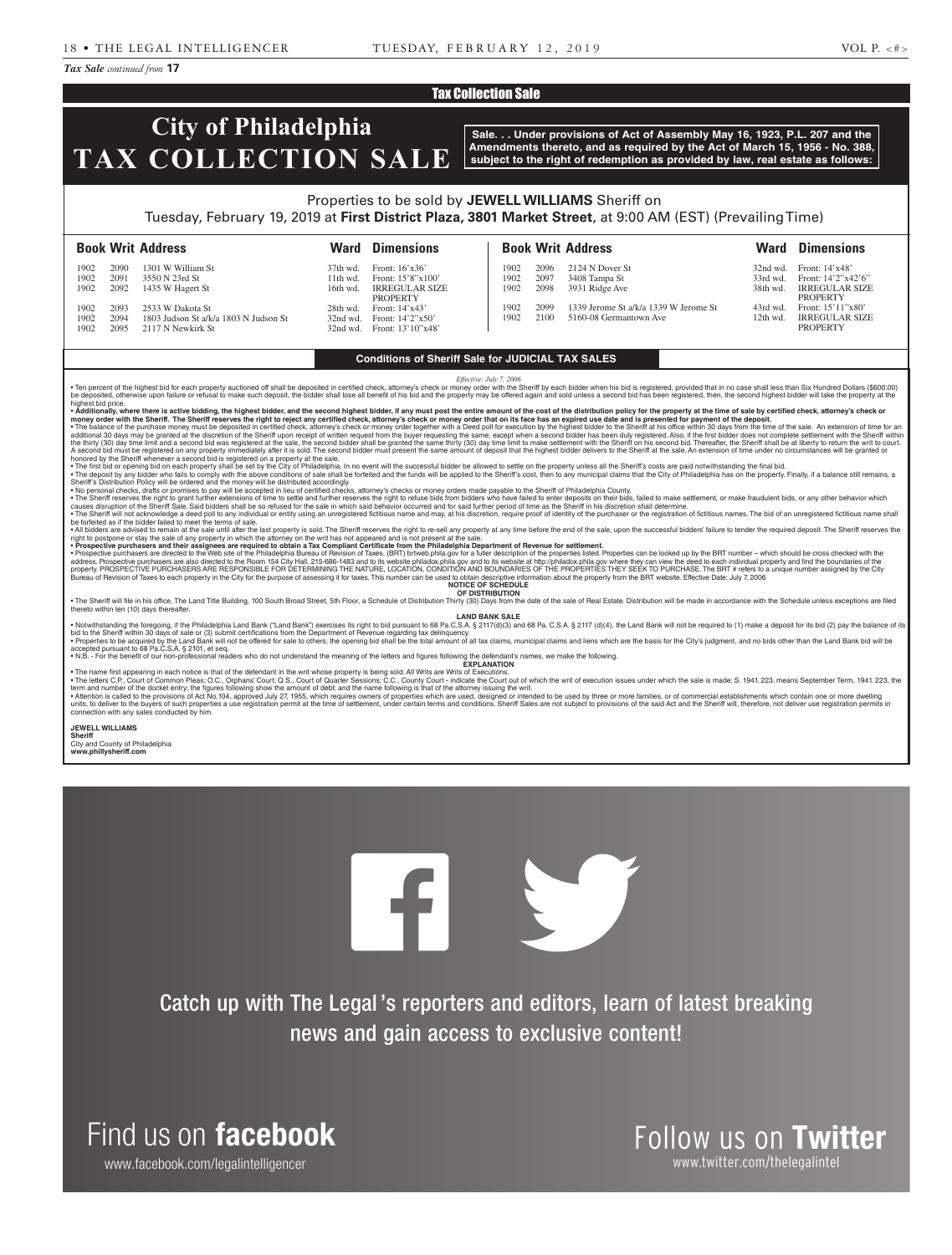*Tax Sale continued from* **17**

Tax Collection Sale

# City of Philadelphia TAX COLLECTION SALE

**Sale. . . Under provisions of Act of Assembly May 16, 1923, P.L. 207 and the Amendments thereto, and as required by the Act of March 15, 1956 - No. 388, subject to the right of redemption as provided by law, real estate as follows:**

Properties to be sold by **JEWELL WILLIAMS** Sheriff on
Tuesday, February 19, 2019 at **First District Plaza, 3801 Market Street**, at 9:00 AM (EST) (Prevailing Time)

| Book | Writ | Address | Ward | Dimensions |
|---|---|---|---|---|
| 1902 | 2090 | 1301 W William St | 37th wd. | Front: 16'x36' |
| 1902 | 2091 | 3550 N 23rd St | 11th wd. | Front: 15'8"x100' |
| 1902 | 2092 | 1435 W Hagert St | 16th wd. | IRREGULAR SIZE PROPERTY |
| 1902 | 2093 | 2533 W Dakota St | 28th wd. | Front: 14'x43' |
| 1902 | 2094 | 1803 Judson St a/k/a 1803 N Judson St | 32nd wd. | Front: 14'2"x50' |
| 1902 | 2095 | 2117 N Newkirk St | 32nd wd. | Front: 13'10"x48' |
| 1902 | 2096 | 2124 N Dover St | 32nd wd. | Front: 14'x48' |
| 1902 | 2097 | 3408 Tampa St | 33rd wd. | Front: 14'2"x42'6" |
| 1902 | 2098 | 3931 Ridge Ave | 38th wd. | IRREGULAR SIZE PROPERTY |
| 1902 | 2099 | 1339 Jerome St a/k/a 1339 W Jerome St | 43rd wd. | Front: 15'11"x80' |
| 1902 | 2100 | 5160-08 Germantown Ave | 12th wd. | IRREGULAR SIZE PROPERTY |

## Conditions of Sheriff Sale for JUDICIAL TAX SALES

*Effective: July 7, 2006*

• Ten percent of the highest bid for each property auctioned off shall be deposited in certified check, attorney's check or money order with the Sheriff by each bidder when his bid is registered, provided that in no case shall less than Six Hundred Dollars ($600.00) be deposited, otherwise upon failure or refusal to make such deposit, the bidder shall lose all benefit of his bid and the property may be offered again and sold unless a second bid has been registered, then, the second highest bidder will take the property at the highest bid price.

• **Additionally, where there is active bidding, the highest bidder, and the second highest bidder, if any must post the entire amount of the cost of the distribution policy for the property at the time of sale by certified check, attorney's check or money order with the Sheriff. The Sheriff reserves the right to reject any certified check, attorney's check or money order that on its face has an expired use date and is presented for payment of the deposit.**

• The balance of the purchase money must be deposited in certified check, attorney's check or money order together with a Deed poll for execution by the highest bidder to the Sheriff at his office within 30 days from the time of the sale. An extension of time for an additional 30 days may be granted at the discretion of the Sheriff upon receipt of written request from the buyer requesting the same, except when a second bidder has been duly registered. Also, if the first bidder does not complete settlement with the Sheriff within the thirty (30) day time limit and a second bid was registered at the sale, the second bidder shall be granted the same thirty (30) day time limit to make settlement with the Sheriff on his second bid. Thereafter, the Sheriff shall be at liberty to return the writ to court. A second bid must be registered on any property immediately after it is sold. The second bidder must present the same amount of deposit that the highest bidder delivers to the Sheriff at the sale. An extension of time under no circumstances will be granted or honored by the Sheriff whenever a second bid is registered on a property at the sale.

• The first bid or opening bid on each property shall be set by the City of Philadelphia. In no event will the successful bidder be allowed to settle on the property unless all the Sheriff's costs are paid notwithstanding the final bid.

• The deposit by any bidder who fails to comply with the above conditions of sale shall be forfeited and the funds will be applied to the Sheriff's cost, then to any municipal claims that the City of Philadelphia has on the property. Finally, if a balance still remains, a Sheriff's Distribution Policy will be ordered and the money will be distributed accordingly.

• No personal checks, drafts or promises to pay will be accepted in lieu of certified checks, attorney's checks or money orders made payable to the Sheriff of Philadelphia County.

• The Sheriff reserves the right to grant further extensions of time to settle and further reserves the right to refuse bids from bidders who have failed to enter deposits on their bids, failed to make settlement, or make fraudulent bids, or any other behavior which causes disruption of the Sheriff Sale. Said bidders shall be so refused for the sale in which said behavior occurred and for said further period of time as the Sheriff in his discretion shall determine.

• The Sheriff will not acknowledge a deed poll to any individual or entity using an unregistered fictitious name and may, at his discretion, require proof of identity of the purchaser or the registration of fictitious names. The bid of an unregistered fictitious name shall be forfeited as if the bidder failed to meet the terms of sale.

• All bidders are advised to remain at the sale until after the last property is sold. The Sheriff reserves the right to re-sell any property at any time before the end of the sale, upon the successful bidders' failure to tender the required deposit. The Sheriff reserves the right to postpone or stay the sale of any property in which the attorney on the writ has not appeared and is not present at the sale.

• **Prospective purchasers and their assignees are required to obtain a Tax Compliant Certificate from the Philadelphia Department of Revenue for settlement.**

• Prospective purchasers are directed to the Web site of the Philadelphia Bureau of Revision of Taxes, (BRT) brtweb.phila.gov for a fuller description of the properties listed. Properties can be looked up by the BRT number – which should be cross checked with the address. Prospective purchasers are also directed to the Room 154 City Hall, 215-686-1483 and to its website philadox.phila.gov and to its website at http://philadox.phila.gov where they can view the deed to each individual property and find the boundaries of the property. PROSPECTIVE PURCHASERS ARE RESPONSIBLE FOR DETERMINING THE NATURE, LOCATION, CONDITION AND BOUNDARIES OF THE PROPERTIES THEY SEEK TO PURCHASE. The BRT # refers to a unique number assigned by the City Bureau of Revision of Taxes to each property in the City for the purpose of assessing it for taxes. This number can be used to obtain descriptive information about the property from the BRT website. Effective Date: July 7, 2006

**NOTICE OF SCHEDULE OF DISTRIBUTION**

• The Sheriff will file in his office, The Land Title Building, 100 South Broad Street, 5th Floor, a Schedule of Distribution Thirty (30) Days from the date of the sale of Real Estate. Distribution will be made in accordance with the Schedule unless exceptions are filed thereto within ten (10) days thereafter.

**LAND BANK SALE**

• Notwithstanding the foregoing, if the Philadelphia Land Bank ("Land Bank") exercises its right to bid pursuant to 68 Pa.C.S.A. § 2117(d)(3) and 68 Pa. C.S.A. § 2117 (d)(4), the Land Bank will not be required to (1) make a deposit for its bid (2) pay the balance of its bid to the Sheriff within 30 days of sale or (3) submit certifications from the Department of Revenue regarding tax delinquency.

• Properties to be acquired by the Land Bank will not be offered for sale to others; the opening bid shall be the total amount of all tax claims, municipal claims and liens which are the basis for the City's judgment, and no bids other than the Land Bank bid will be accepted pursuant to 68 Pa.C.S.A. § 2101, et seq.

• N.B. - For the benefit of our non-professional readers who do not understand the meaning of the letters and figures following the defendant's names, we make the following.

**EXPLANATION**

• The name first appearing in each notice is that of the defendant in the writ whose property is being sold. All Writs are Writs of Executions.

• The letters C.P., Court of Common Pleas; O.C., Orphans' Court; Q.S., Court of Quarter Sessions; C.C., County Court - indicate the Court out of which the writ of execution issues under which the sale is made: S. 1941. 223. means September Term, 1941. 223, the term and number of the docket entry; the figures following show the amount of debt; and the name following is that of the attorney issuing the writ.

• Attention is called to the provisions of Act No.104, approved July 27, 1955, which requires owners of properties which are used, designed or intended to be used by three or more families, or of commercial establishments which contain one or more dwelling units, to deliver to the buyers of such properties a use registration permit at the time of settlement, under certain terms and conditions. Sheriff Sales are not subject to provisions of the said Act and the Sheriff will, therefore, not deliver use registration permits in connection with any sales conducted by him.

**JEWELL WILLIAMS**
**Sheriff**
City and County of Philadelphia
**www.phillysheriff.com**

Catch up with The Legal's reporters and editors, learn of latest breaking news and gain access to exclusive content!

Find us on **facebook**
www.facebook.com/legalintelligencer

Follow us on **Twitter**
www.twitter.com/thelegalintel